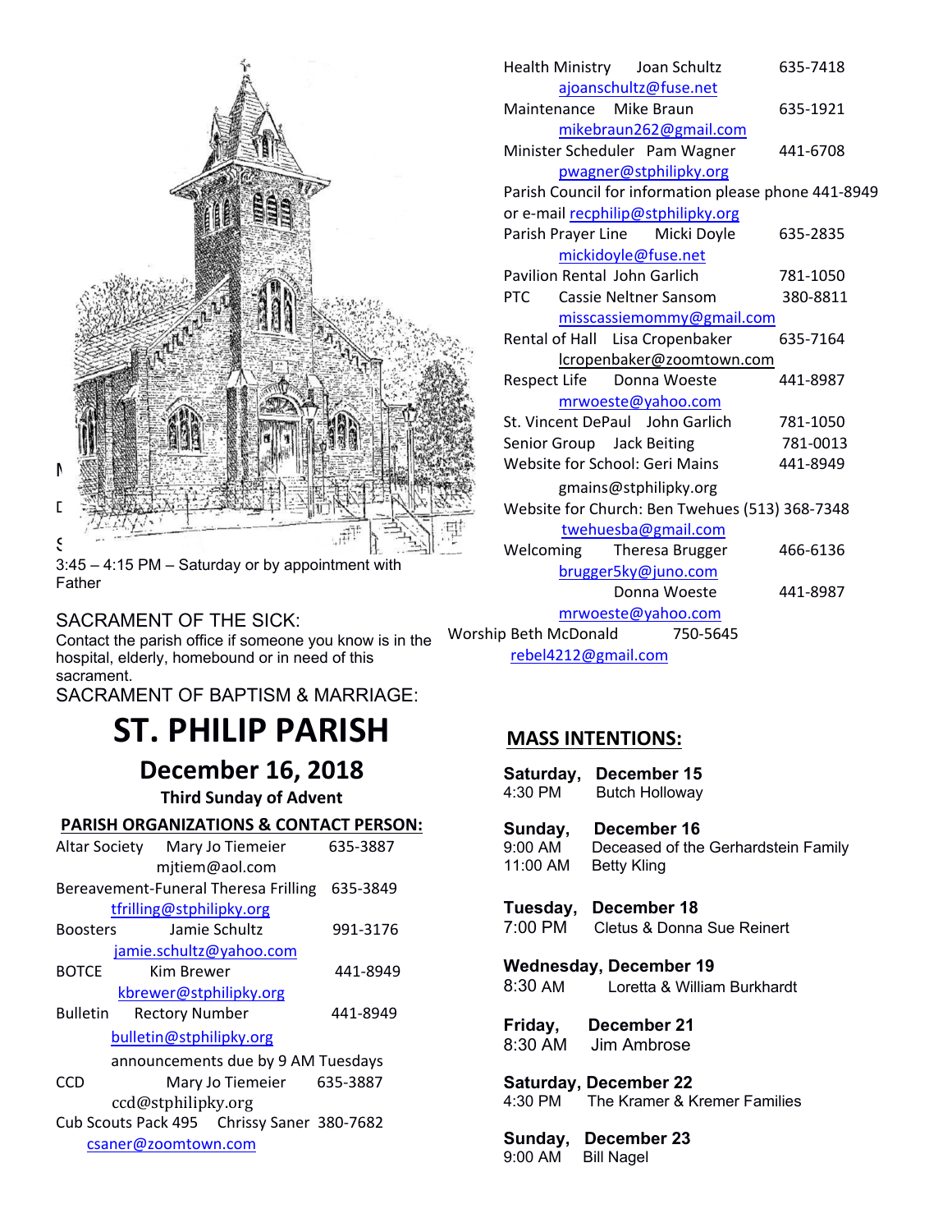3:45 – 4:15 PM – Saturday or by appointment with Father

SACRAMENT OF THE SICK:
Contact the parish office if someone you know is in the hospital, elderly, homebound or in need of this sacrament.

SACRAMENT OF BAPTISM & MARRIAGE:

# ST. PHILIP PARISH

## December 16, 2018

### Third Sunday of Advent

**PARISH ORGANIZATIONS & CONTACT PERSON:**

Altar Society Mary Jo Tiemeier 635-3887
mjtiem@aol.com

Bereavement-Funeral Theresa Frilling 635-3849
tfrilling@stphilipky.org

Boosters Jamie Schultz 991-3176
jamie.schultz@yahoo.com

BOTCE Kim Brewer 441-8949
kbrewer@stphilipky.org

Bulletin Rectory Number 441-8949
bulletin@stphilipky.org
announcements due by 9 AM Tuesdays

CCD Mary Jo Tiemeier 635-3887
ccd@stphilipky.org

Cub Scouts Pack 495 Chrissy Saner 380-7682
csaner@zoomtown.com

Health Ministry Joan Schultz 635-7418
ajoanschultz@fuse.net

Maintenance Mike Braun 635-1921
mikebraun262@gmail.com

Minister Scheduler Pam Wagner 441-6708
pwagner@stphilipky.org

Parish Council for information please phone 441-8949 or e-mail recphilip@stphilipky.org

Parish Prayer Line Micki Doyle 635-2835
mickidoyle@fuse.net

Pavilion Rental John Garlich 781-1050

PTC Cassie Neltner Sansom 380-8811
misscassiemommy@gmail.com

Rental of Hall Lisa Cropenbaker 635-7164
lcropenbaker@zoomtown.com

Respect Life Donna Woeste 441-8987
mrwoeste@yahoo.com

St. Vincent DePaul John Garlich 781-1050

Senior Group Jack Beiting 781-0013

Website for School: Geri Mains 441-8949
gmains@stphilipky.org

Website for Church: Ben Twehues (513) 368-7348
twehuesba@gmail.com

Welcoming Theresa Brugger 466-6136
brugger5ky@juno.com
Donna Woeste 441-8987
mrwoeste@yahoo.com

Worship Beth McDonald 750-5645
rebel4212@gmail.com

**MASS INTENTIONS:**

**Saturday, December 15**
4:30 PM Butch Holloway

**Sunday, December 16**
9:00 AM Deceased of the Gerhardstein Family
11:00 AM Betty Kling

**Tuesday, December 18**
7:00 PM Cletus & Donna Sue Reinert

**Wednesday, December 19**
8:30 AM Loretta & William Burkhardt

**Friday, December 21**
8:30 AM Jim Ambrose

**Saturday, December 22**
4:30 PM The Kramer & Kremer Families

**Sunday, December 23**
9:00 AM Bill Nagel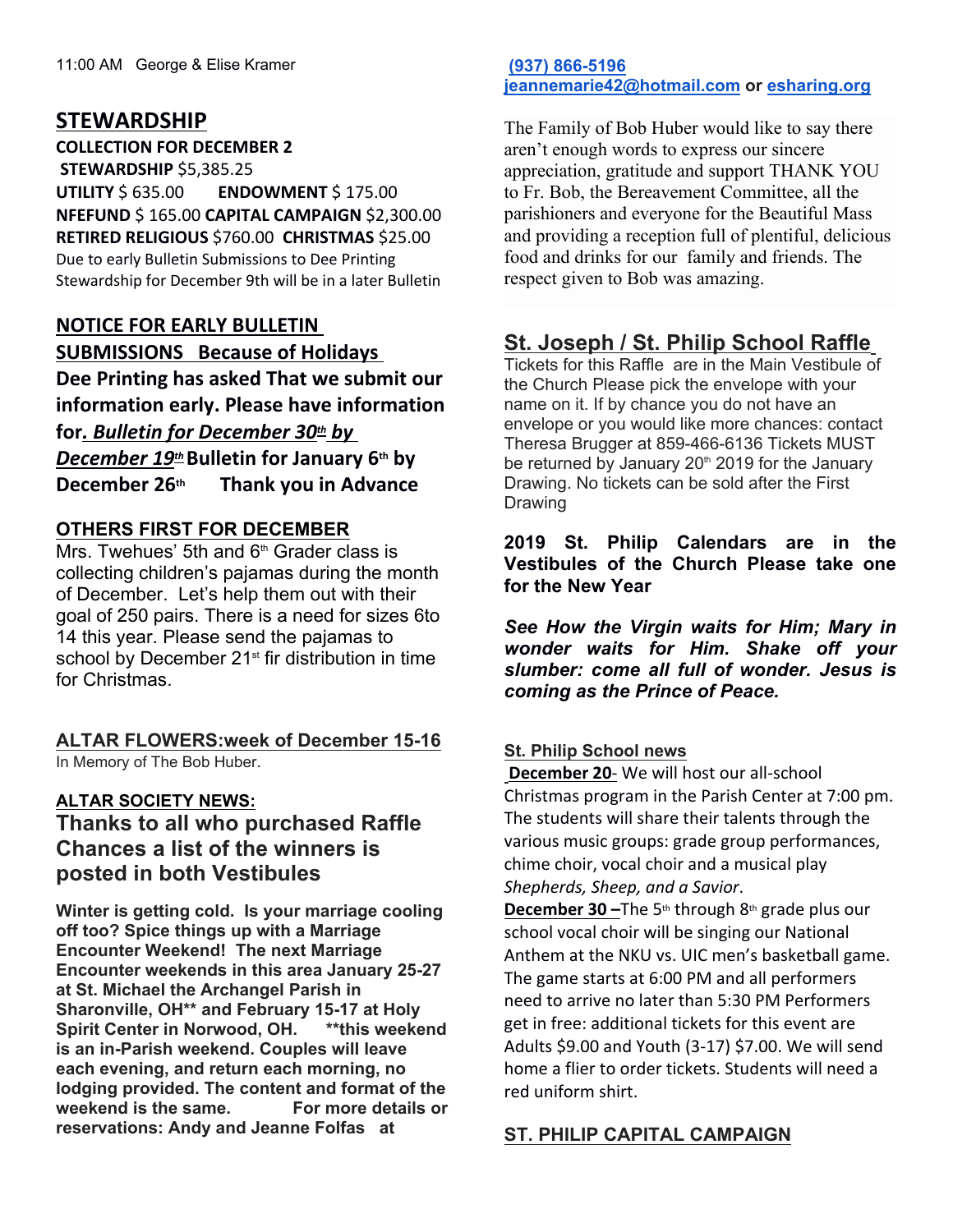11:00 AM George & Elise Kramer

## STEWARDSHIP

**COLLECTION FOR DECEMBER 2**

**STEWARDSHIP** $5,385.25

**UTILITY** $ 635.00 **ENDOWMENT** $ 175.00

**NFEFUND** $ 165.00 **CAPITAL CAMPAIGN** $2,300.00

**RETIRED RELIGIOUS** $760.00 **CHRISTMAS** $25.00

Due to early Bulletin Submissions to Dee Printing Stewardship for December 9th will be in a later Bulletin

## NOTICE FOR EARLY BULLETIN SUBMISSIONS Because of Holidays

**Dee Printing has asked That we submit our information early. Please have information for*. Bulletin for December 30th by December 19th* Bulletin for January 6th by December 26th Thank you in Advance**

## OTHERS FIRST FOR DECEMBER

Mrs. Twehues' 5th and 6th Grader class is collecting children's pajamas during the month of December. Let's help them out with their goal of 250 pairs. There is a need for sizes 6to 14 this year. Please send the pajamas to school by December 21st fir distribution in time for Christmas.

## ALTAR FLOWERS:week of December 15-16

In Memory of The Bob Huber.

## ALTAR SOCIETY NEWS:

**Thanks to all who purchased Raffle Chances a list of the winners is posted in both Vestibules**

**Winter is getting cold. Is your marriage cooling off too? Spice things up with a Marriage Encounter Weekend! The next Marriage Encounter weekends in this area January 25-27 at St. Michael the Archangel Parish in Sharonville, OH** and February 15-17 at Holy Spirit Center in Norwood, OH. **this weekend is an in-Parish weekend. Couples will leave each evening, and return each morning, no lodging provided. The content and format of the weekend is the same. For more details or reservations: Andy and Jeanne Folfas at**

(937) 866-5196
jeannemarie42@hotmail.com **or** esharing.org

The Family of Bob Huber would like to say there aren't enough words to express our sincere appreciation, gratitude and support THANK YOU to Fr. Bob, the Bereavement Committee, all the parishioners and everyone for the Beautiful Mass and providing a reception full of plentiful, delicious food and drinks for our family and friends. The respect given to Bob was amazing.

## St. Joseph / St. Philip School Raffle

Tickets for this Raffle are in the Main Vestibule of the Church Please pick the envelope with your name on it. If by chance you do not have an envelope or you would like more chances: contact Theresa Brugger at 859-466-6136 Tickets MUST be returned by January 20th 2019 for the January Drawing. No tickets can be sold after the First Drawing

**2019 St. Philip Calendars are in the Vestibules of the Church Please take one for the New Year**

***See How the Virgin waits for Him; Mary in wonder waits for Him. Shake off your slumber: come all full of wonder. Jesus is coming as the Prince of Peace.***

## St. Philip School news

**December 20**- We will host our all-school Christmas program in the Parish Center at 7:00 pm. The students will share their talents through the various music groups: grade group performances, chime choir, vocal choir and a musical play *Shepherds, Sheep, and a Savior*.

**December 30 –**The 5th through 8th grade plus our school vocal choir will be singing our National Anthem at the NKU vs. UIC men's basketball game. The game starts at 6:00 PM and all performers need to arrive no later than 5:30 PM Performers get in free: additional tickets for this event are Adults $9.00 and Youth (3-17) $7.00. We will send home a flier to order tickets. Students will need a red uniform shirt.

## ST. PHILIP CAPITAL CAMPAIGN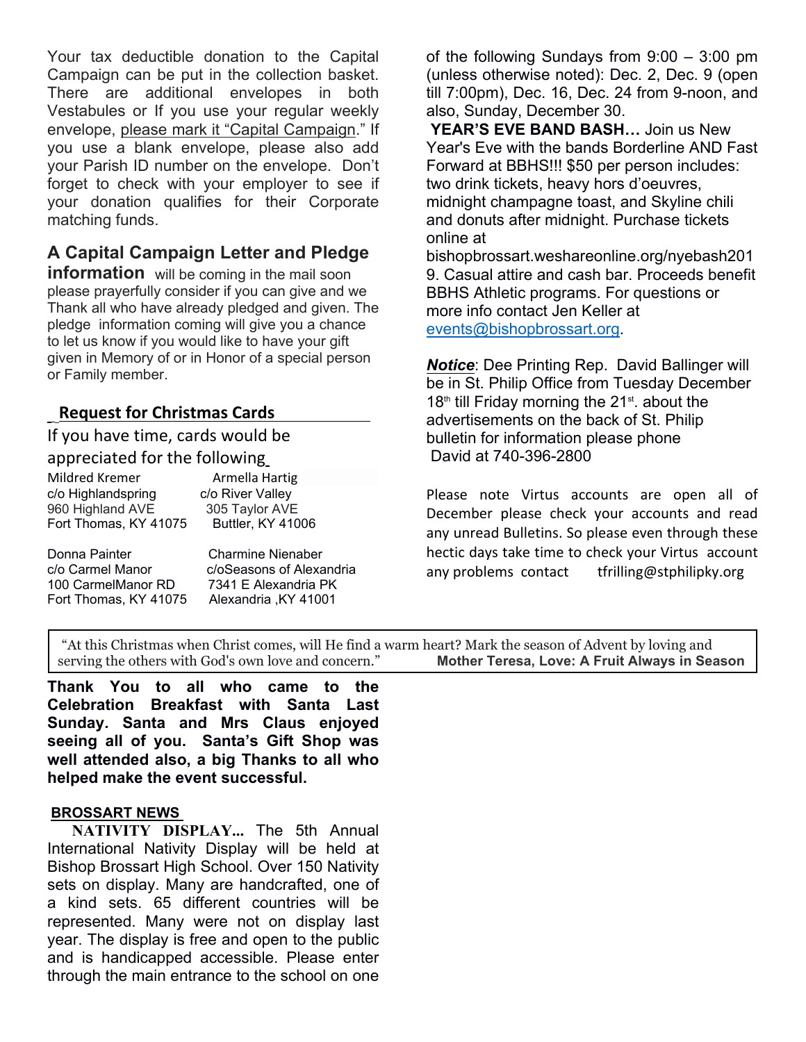Your tax deductible donation to the Capital Campaign can be put in the collection basket. There are additional envelopes in both Vestabules or If you use your regular weekly envelope, please mark it "Capital Campaign." If you use a blank envelope, please also add your Parish ID number on the envelope. Don't forget to check with your employer to see if your donation qualifies for their Corporate matching funds.

## A Capital Campaign Letter and Pledge information

will be coming in the mail soon please prayerfully consider if you can give and we Thank all who have already pledged and given. The pledge information coming will give you a chance to let us know if you would like to have your gift given in Memory of or in Honor of a special person or Family member.

## Request for Christmas Cards

If you have time, cards would be appreciated for the following

| | |
|---|---|
| Mildred Kremer<br>c/o Highlandspring<br>960 Highland AVE<br>Fort Thomas, KY 41075 | Armella Hartig<br>c/o River Valley<br>305 Taylor AVE<br>Buttler, KY 41006 |
| Donna Painter<br>c/o Carmel Manor<br>100 CarmelManor RD<br>Fort Thomas, KY 41075 | Charmine Nienaber<br>c/oSeasons of Alexandria<br>7341 E Alexandria PK<br>Alexandria ,KY 41001 |

"At this Christmas when Christ comes, will He find a warm heart? Mark the season of Advent by loving and serving the others with God's own love and concern." **Mother Teresa, Love: A Fruit Always in Season**

**Thank You to all who came to the Celebration Breakfast with Santa Last Sunday. Santa and Mrs Claus enjoyed seeing all of you. Santa's Gift Shop was well attended also, a big Thanks to all who helped make the event successful.**

## BROSSART NEWS

**NATIVITY DISPLAY...** The 5th Annual International Nativity Display will be held at Bishop Brossart High School. Over 150 Nativity sets on display. Many are handcrafted, one of a kind sets. 65 different countries will be represented. Many were not on display last year. The display is free and open to the public and is handicapped accessible. Please enter through the main entrance to the school on one of the following Sundays from 9:00 – 3:00 pm (unless otherwise noted): Dec. 2, Dec. 9 (open till 7:00pm), Dec. 16, Dec. 24 from 9-noon, and also, Sunday, December 30.

**YEAR'S EVE BAND BASH...** Join us New Year's Eve with the bands Borderline AND Fast Forward at BBHS!!! $50 per person includes: two drink tickets, heavy hors d'oeuvres, midnight champagne toast, and Skyline chili and donuts after midnight. Purchase tickets online at bishopbrossart.weshareonline.org/nyebash2019. Casual attire and cash bar. Proceeds benefit BBHS Athletic programs. For questions or more info contact Jen Keller at events@bishopbrossart.org.

***Notice***: Dee Printing Rep. David Ballinger will be in St. Philip Office from Tuesday December 18th till Friday morning the 21st. about the advertisements on the back of St. Philip bulletin for information please phone David at 740-396-2800

Please note Virtus accounts are open all of December please check your accounts and read any unread Bulletins. So please even through these hectic days take time to check your Virtus account any problems contact tfrilling@stphilipky.org